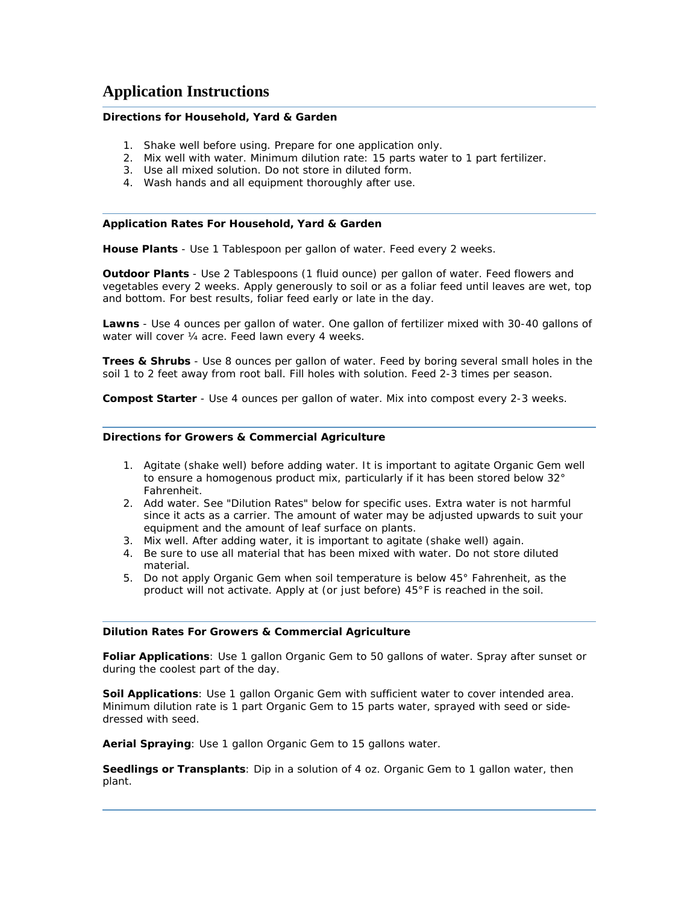# Application Instructions

**Directions for Household, Yard & Garden**

1. Shake well before using. Prepare for one application only.
2. Mix well with water. Minimum dilution rate: 15 parts water to 1 part fertilizer.
3. Use all mixed solution. Do not store in diluted form.
4. Wash hands and all equipment thoroughly after use.

**Application Rates For Household, Yard & Garden**

**House Plants** - Use 1 Tablespoon per gallon of water. Feed every 2 weeks.

**Outdoor Plants** - Use 2 Tablespoons (1 fluid ounce) per gallon of water. Feed flowers and vegetables every 2 weeks. Apply generously to soil or as a foliar feed until leaves are wet, top and bottom. For best results, foliar feed early or late in the day.

**Lawns** - Use 4 ounces per gallon of water. One gallon of fertilizer mixed with 30-40 gallons of water will cover ¼ acre. Feed lawn every 4 weeks.

**Trees & Shrubs** - Use 8 ounces per gallon of water. Feed by boring several small holes in the soil 1 to 2 feet away from root ball. Fill holes with solution. Feed 2-3 times per season.

**Compost Starter** - Use 4 ounces per gallon of water. Mix into compost every 2-3 weeks.

**Directions for Growers & Commercial Agriculture**

1. Agitate (shake well) before adding water. It is important to agitate Organic Gem well to ensure a homogenous product mix, particularly if it has been stored below 32° Fahrenheit.
2. Add water. See "Dilution Rates" below for specific uses. Extra water is not harmful since it acts as a carrier. The amount of water may be adjusted upwards to suit your equipment and the amount of leaf surface on plants.
3. Mix well. After adding water, it is important to agitate (shake well) again.
4. Be sure to use all material that has been mixed with water. Do not store diluted material.
5. Do not apply Organic Gem when soil temperature is below 45° Fahrenheit, as the product will not activate. Apply at (or just before) 45°F is reached in the soil.

**Dilution Rates For Growers & Commercial Agriculture**

**Foliar Applications**: Use 1 gallon Organic Gem to 50 gallons of water. Spray after sunset or during the coolest part of the day.

**Soil Applications**: Use 1 gallon Organic Gem with sufficient water to cover intended area. Minimum dilution rate is 1 part Organic Gem to 15 parts water, sprayed with seed or side-dressed with seed.

**Aerial Spraying**: Use 1 gallon Organic Gem to 15 gallons water.

**Seedlings or Transplants**: Dip in a solution of 4 oz. Organic Gem to 1 gallon water, then plant.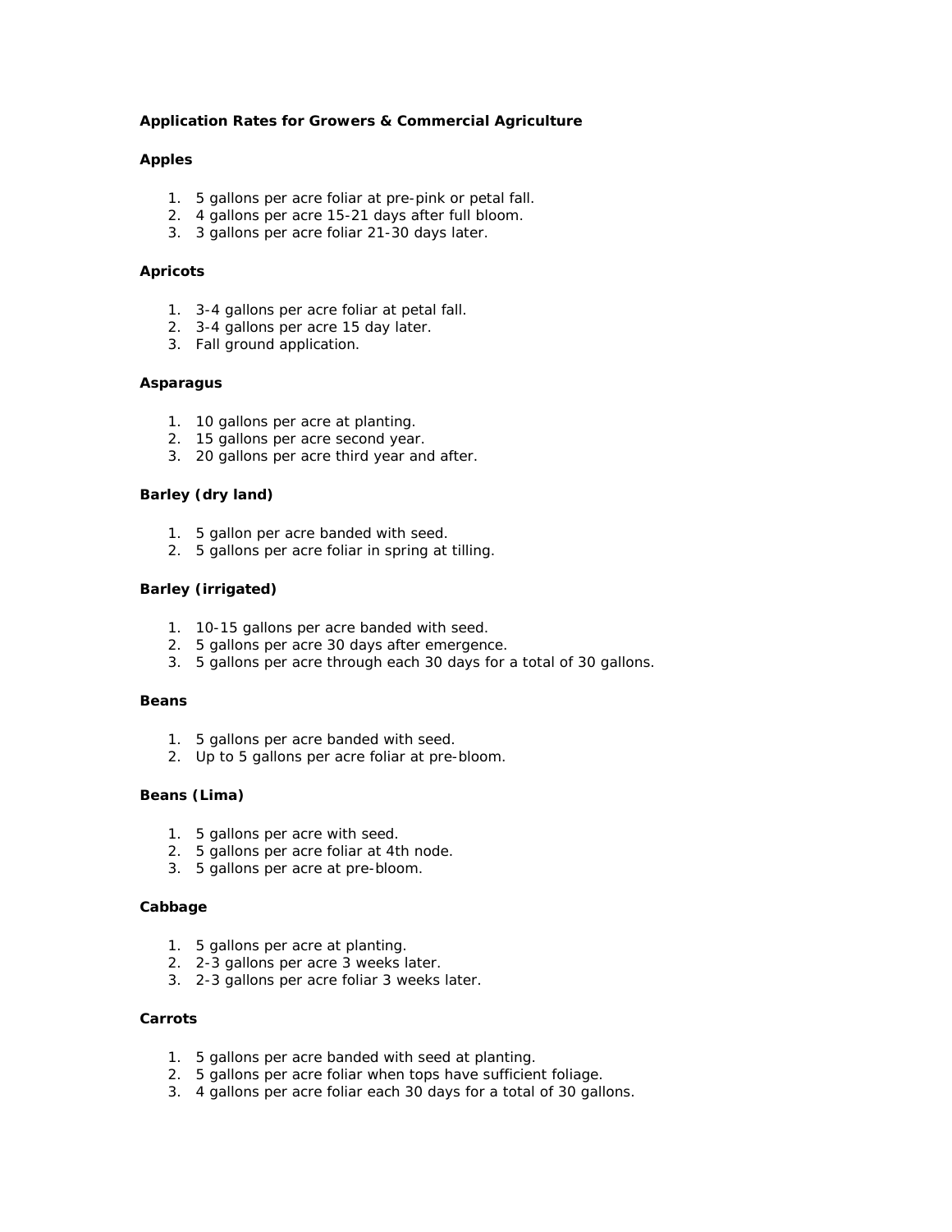**Application Rates for Growers & Commercial Agriculture**

**Apples**

1. 5 gallons per acre foliar at pre-pink or petal fall.
2. 4 gallons per acre 15-21 days after full bloom.
3. 3 gallons per acre foliar 21-30 days later.

**Apricots**

1. 3-4 gallons per acre foliar at petal fall.
2. 3-4 gallons per acre 15 day later.
3. Fall ground application.

**Asparagus**

1. 10 gallons per acre at planting.
2. 15 gallons per acre second year.
3. 20 gallons per acre third year and after.

**Barley (dry land)**

1. 5 gallon per acre banded with seed.
2. 5 gallons per acre foliar in spring at tilling.

**Barley (irrigated)**

1. 10-15 gallons per acre banded with seed.
2. 5 gallons per acre 30 days after emergence.
3. 5 gallons per acre through each 30 days for a total of 30 gallons.

**Beans**

1. 5 gallons per acre banded with seed.
2. Up to 5 gallons per acre foliar at pre-bloom.

**Beans (Lima)**

1. 5 gallons per acre with seed.
2. 5 gallons per acre foliar at 4th node.
3. 5 gallons per acre at pre-bloom.

**Cabbage**

1. 5 gallons per acre at planting.
2. 2-3 gallons per acre 3 weeks later.
3. 2-3 gallons per acre foliar 3 weeks later.

**Carrots**

1. 5 gallons per acre banded with seed at planting.
2. 5 gallons per acre foliar when tops have sufficient foliage.
3. 4 gallons per acre foliar each 30 days for a total of 30 gallons.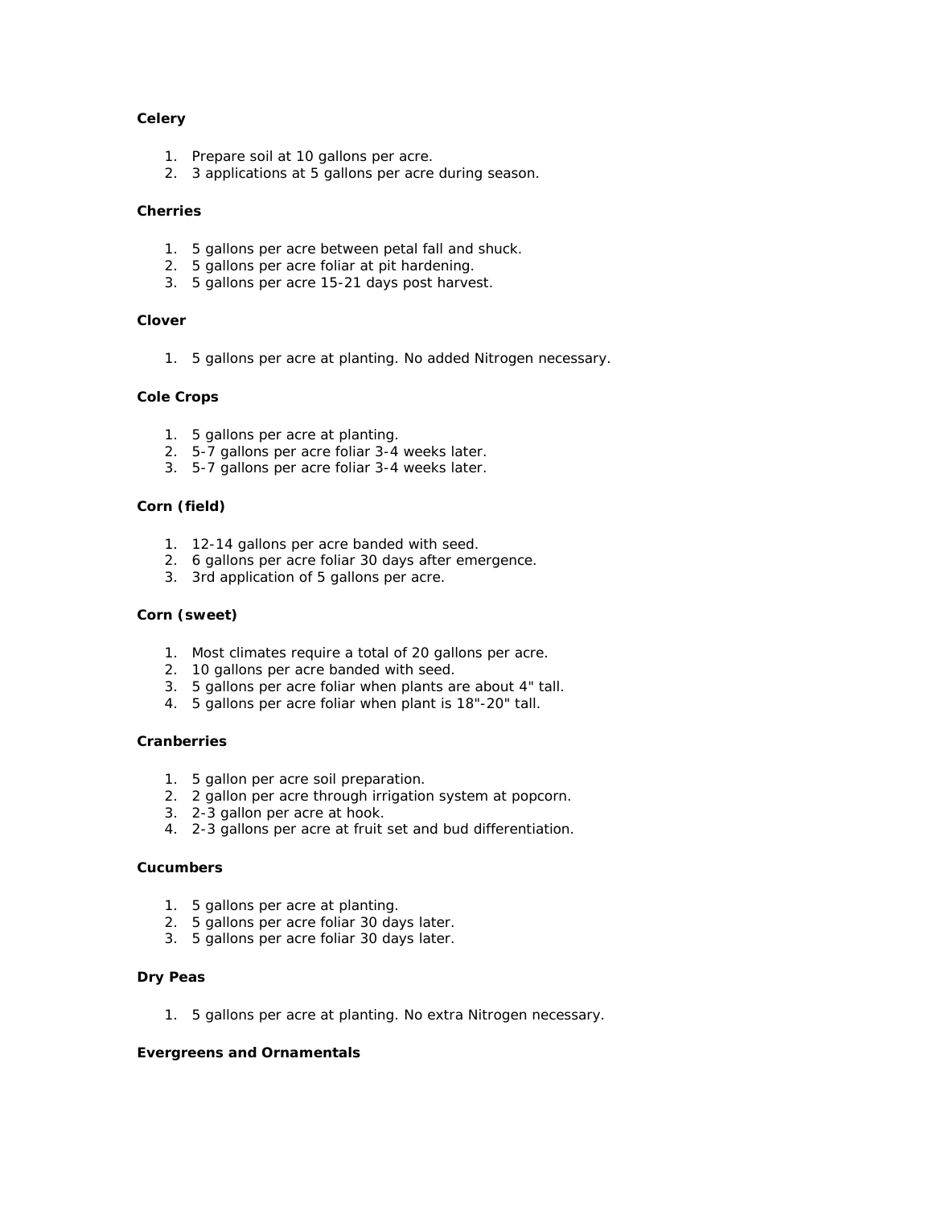**Celery**

1. Prepare soil at 10 gallons per acre.
2. 3 applications at 5 gallons per acre during season.

**Cherries**

1. 5 gallons per acre between petal fall and shuck.
2. 5 gallons per acre foliar at pit hardening.
3. 5 gallons per acre 15-21 days post harvest.

**Clover**

1. 5 gallons per acre at planting. No added Nitrogen necessary.

**Cole Crops**

1. 5 gallons per acre at planting.
2. 5-7 gallons per acre foliar 3-4 weeks later.
3. 5-7 gallons per acre foliar 3-4 weeks later.

**Corn (field)**

1. 12-14 gallons per acre banded with seed.
2. 6 gallons per acre foliar 30 days after emergence.
3. 3rd application of 5 gallons per acre.

**Corn (sweet)**

1. Most climates require a total of 20 gallons per acre.
2. 10 gallons per acre banded with seed.
3. 5 gallons per acre foliar when plants are about 4" tall.
4. 5 gallons per acre foliar when plant is 18"-20" tall.

**Cranberries**

1. 5 gallon per acre soil preparation.
2. 2 gallon per acre through irrigation system at popcorn.
3. 2-3 gallon per acre at hook.
4. 2-3 gallons per acre at fruit set and bud differentiation.

**Cucumbers**

1. 5 gallons per acre at planting.
2. 5 gallons per acre foliar 30 days later.
3. 5 gallons per acre foliar 30 days later.

**Dry Peas**

1. 5 gallons per acre at planting. No extra Nitrogen necessary.

**Evergreens and Ornamentals**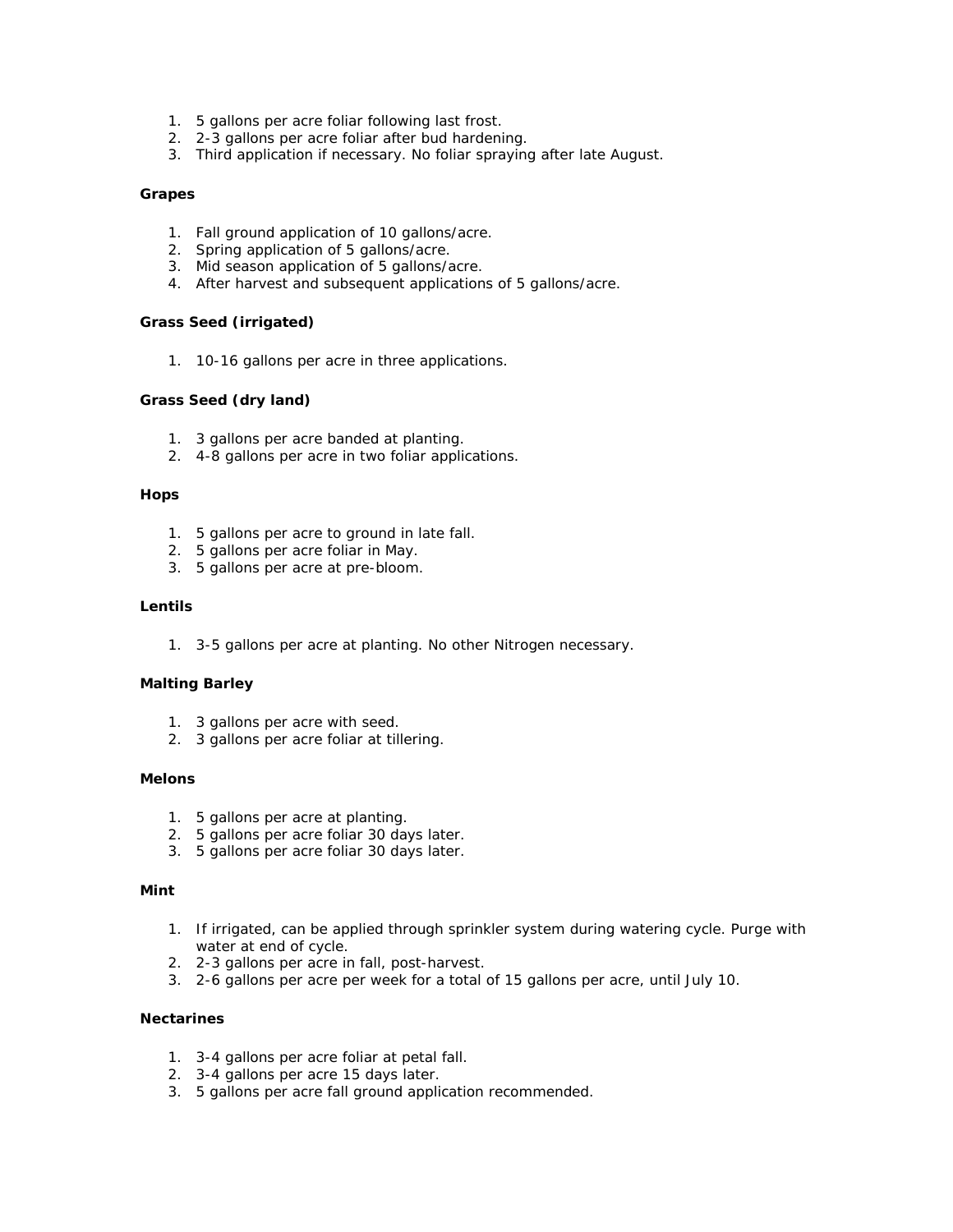1. 5 gallons per acre foliar following last frost.
2. 2-3 gallons per acre foliar after bud hardening.
3. Third application if necessary. No foliar spraying after late August.

**Grapes**

1. Fall ground application of 10 gallons/acre.
2. Spring application of 5 gallons/acre.
3. Mid season application of 5 gallons/acre.
4. After harvest and subsequent applications of 5 gallons/acre.

**Grass Seed (irrigated)**

1. 10-16 gallons per acre in three applications.

**Grass Seed (dry land)**

1. 3 gallons per acre banded at planting.
2. 4-8 gallons per acre in two foliar applications.

**Hops**

1. 5 gallons per acre to ground in late fall.
2. 5 gallons per acre foliar in May.
3. 5 gallons per acre at pre-bloom.

**Lentils**

1. 3-5 gallons per acre at planting. No other Nitrogen necessary.

**Malting Barley**

1. 3 gallons per acre with seed.
2. 3 gallons per acre foliar at tillering.

**Melons**

1. 5 gallons per acre at planting.
2. 5 gallons per acre foliar 30 days later.
3. 5 gallons per acre foliar 30 days later.

**Mint**

1. If irrigated, can be applied through sprinkler system during watering cycle. Purge with water at end of cycle.
2. 2-3 gallons per acre in fall, post-harvest.
3. 2-6 gallons per acre per week for a total of 15 gallons per acre, until July 10.

**Nectarines**

1. 3-4 gallons per acre foliar at petal fall.
2. 3-4 gallons per acre 15 days later.
3. 5 gallons per acre fall ground application recommended.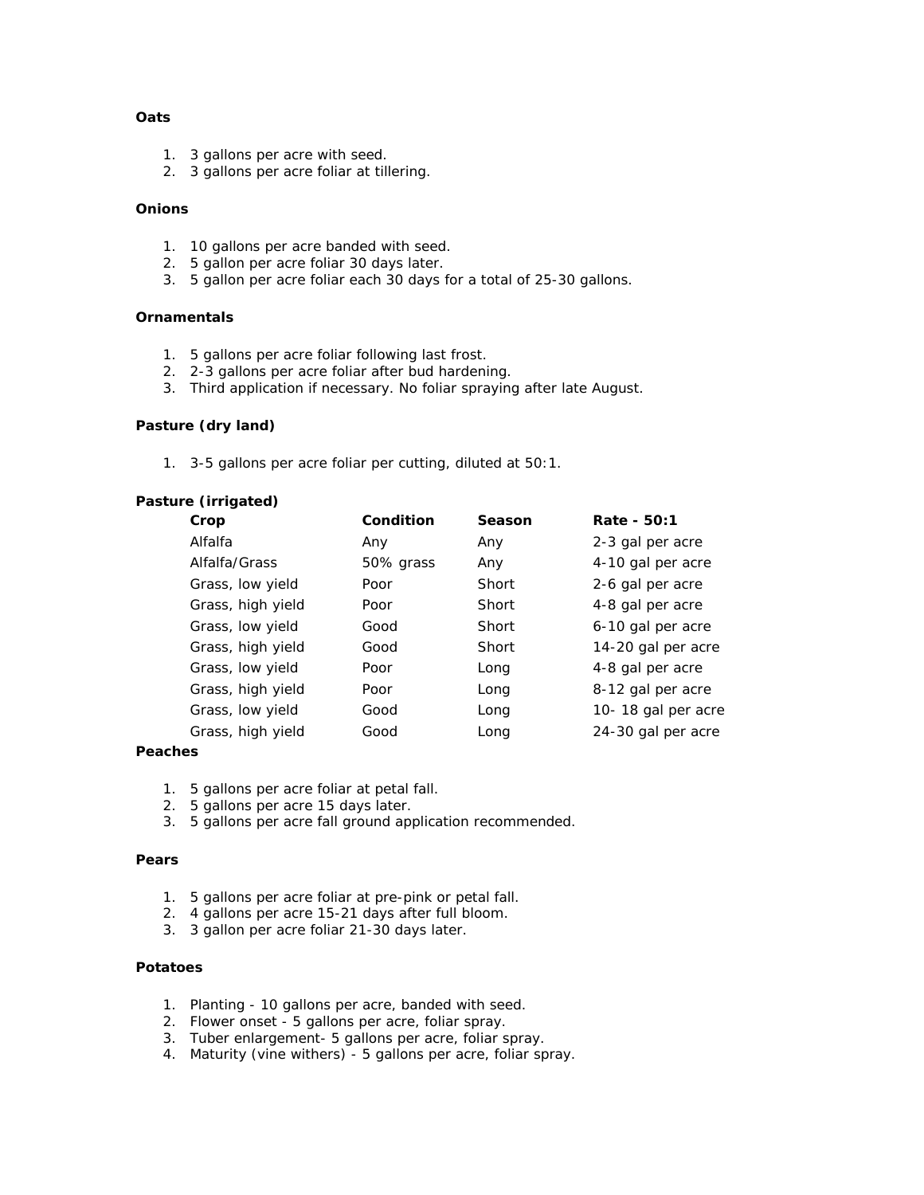**Oats**

1. 3 gallons per acre with seed.
2. 3 gallons per acre foliar at tillering.

**Onions**

1. 10 gallons per acre banded with seed.
2. 5 gallon per acre foliar 30 days later.
3. 5 gallon per acre foliar each 30 days for a total of 25-30 gallons.

**Ornamentals**

1. 5 gallons per acre foliar following last frost.
2. 2-3 gallons per acre foliar after bud hardening.
3. Third application if necessary. No foliar spraying after late August.

**Pasture (dry land)**

1. 3-5 gallons per acre foliar per cutting, diluted at 50:1.

**Pasture (irrigated)**

| Crop | Condition | Season | Rate - 50:1 |
|---|---|---|---|
| Alfalfa | Any | Any | 2-3 gal per acre |
| Alfalfa/Grass | 50% grass | Any | 4-10 gal per acre |
| Grass, low yield | Poor | Short | 2-6 gal per acre |
| Grass, high yield | Poor | Short | 4-8 gal per acre |
| Grass, low yield | Good | Short | 6-10 gal per acre |
| Grass, high yield | Good | Short | 14-20 gal per acre |
| Grass, low yield | Poor | Long | 4-8 gal per acre |
| Grass, high yield | Poor | Long | 8-12 gal per acre |
| Grass, low yield | Good | Long | 10- 18 gal per acre |
| Grass, high yield | Good | Long | 24-30 gal per acre |

**Peaches**

1. 5 gallons per acre foliar at petal fall.
2. 5 gallons per acre 15 days later.
3. 5 gallons per acre fall ground application recommended.

**Pears**

1. 5 gallons per acre foliar at pre-pink or petal fall.
2. 4 gallons per acre 15-21 days after full bloom.
3. 3 gallon per acre foliar 21-30 days later.

**Potatoes**

1. Planting - 10 gallons per acre, banded with seed.
2. Flower onset - 5 gallons per acre, foliar spray.
3. Tuber enlargement- 5 gallons per acre, foliar spray.
4. Maturity (vine withers) - 5 gallons per acre, foliar spray.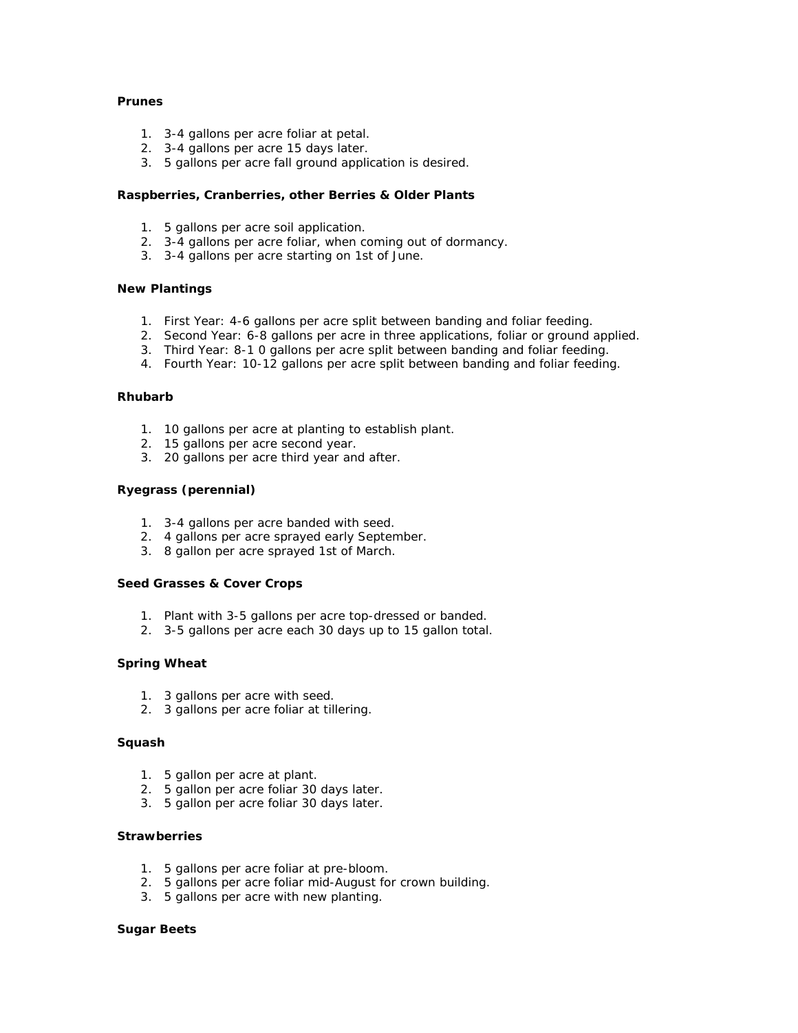**Prunes**

1. 3-4 gallons per acre foliar at petal.
2. 3-4 gallons per acre 15 days later.
3. 5 gallons per acre fall ground application is desired.

**Raspberries, Cranberries, other Berries & Older Plants**

1. 5 gallons per acre soil application.
2. 3-4 gallons per acre foliar, when coming out of dormancy.
3. 3-4 gallons per acre starting on 1st of June.

**New Plantings**

1. First Year: 4-6 gallons per acre split between banding and foliar feeding.
2. Second Year: 6-8 gallons per acre in three applications, foliar or ground applied.
3. Third Year: 8-1 0 gallons per acre split between banding and foliar feeding.
4. Fourth Year: 10-12 gallons per acre split between banding and foliar feeding.

**Rhubarb**

1. 10 gallons per acre at planting to establish plant.
2. 15 gallons per acre second year.
3. 20 gallons per acre third year and after.

**Ryegrass (perennial)**

1. 3-4 gallons per acre banded with seed.
2. 4 gallons per acre sprayed early September.
3. 8 gallon per acre sprayed 1st of March.

**Seed Grasses & Cover Crops**

1. Plant with 3-5 gallons per acre top-dressed or banded.
2. 3-5 gallons per acre each 30 days up to 15 gallon total.

**Spring Wheat**

1. 3 gallons per acre with seed.
2. 3 gallons per acre foliar at tillering.

**Squash**

1. 5 gallon per acre at plant.
2. 5 gallon per acre foliar 30 days later.
3. 5 gallon per acre foliar 30 days later.

**Strawberries**

1. 5 gallons per acre foliar at pre-bloom.
2. 5 gallons per acre foliar mid-August for crown building.
3. 5 gallons per acre with new planting.

**Sugar Beets**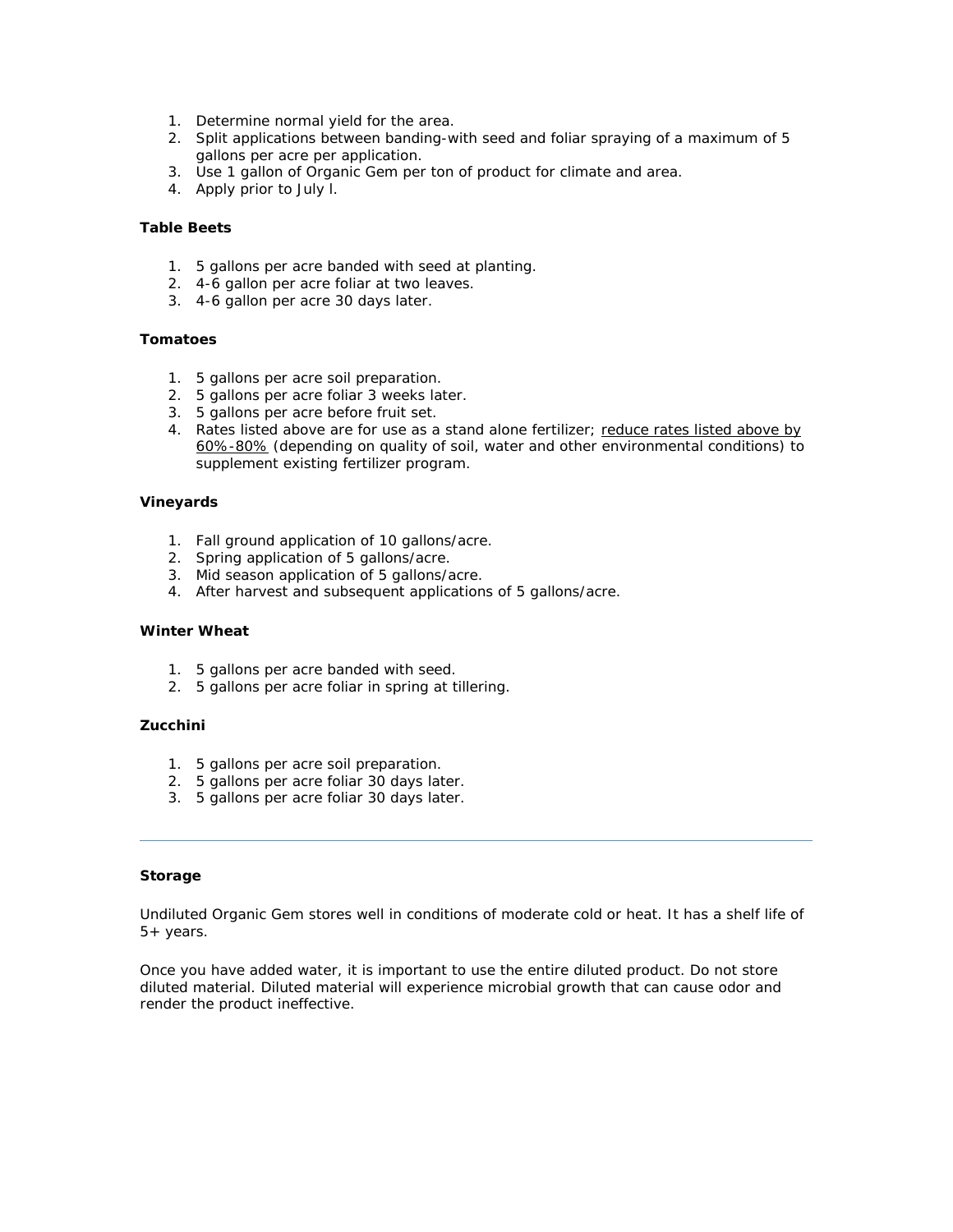1. Determine normal yield for the area.
2. Split applications between banding-with seed and foliar spraying of a maximum of 5 gallons per acre per application.
3. Use 1 gallon of Organic Gem per ton of product for climate and area.
4. Apply prior to July l.

**Table Beets**

1. 5 gallons per acre banded with seed at planting.
2. 4-6 gallon per acre foliar at two leaves.
3. 4-6 gallon per acre 30 days later.

**Tomatoes**

1. 5 gallons per acre soil preparation.
2. 5 gallons per acre foliar 3 weeks later.
3. 5 gallons per acre before fruit set.
4. Rates listed above are for use as a stand alone fertilizer; <u>reduce rates listed above by 60%-80%</u> (depending on quality of soil, water and other environmental conditions) to supplement existing fertilizer program.

**Vineyards**

1. Fall ground application of 10 gallons/acre.
2. Spring application of 5 gallons/acre.
3. Mid season application of 5 gallons/acre.
4. After harvest and subsequent applications of 5 gallons/acre.

**Winter Wheat**

1. 5 gallons per acre banded with seed.
2. 5 gallons per acre foliar in spring at tillering.

**Zucchini**

1. 5 gallons per acre soil preparation.
2. 5 gallons per acre foliar 30 days later.
3. 5 gallons per acre foliar 30 days later.

---

**Storage**

Undiluted Organic Gem stores well in conditions of moderate cold or heat. It has a shelf life of 5+ years.

Once you have added water, it is important to use the entire diluted product. Do not store diluted material. Diluted material will experience microbial growth that can cause odor and render the product ineffective.